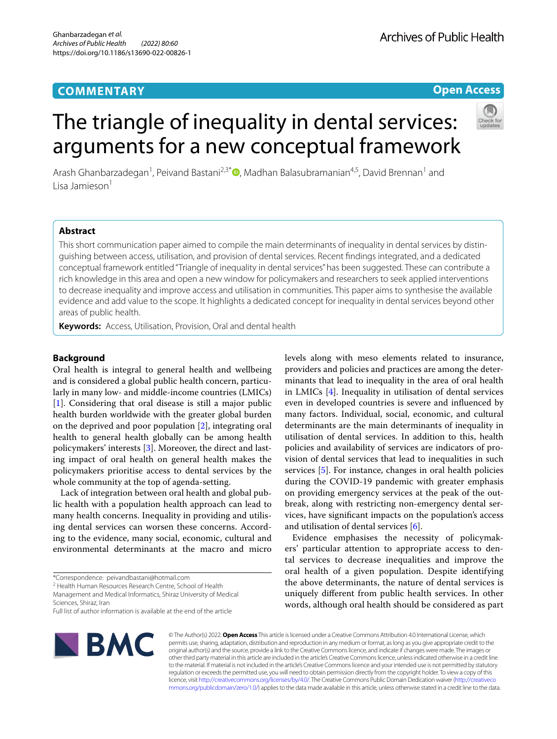COMMENTARY

Open Access

# The triangle of inequality in dental services: arguments for a new conceptual framework

Arash Ghanbarzadegan[1], Peivand Bastani[2,3*], Madhan Balasubramanian[4,5], David Brennan[1] and Lisa Jamieson[1]

## Abstract

This short communication paper aimed to compile the main determinants of inequality in dental services by distinguishing between access, utilisation, and provision of dental services. Recent findings integrated, and a dedicated conceptual framework entitled "Triangle of inequality in dental services" has been suggested. These can contribute a rich knowledge in this area and open a new window for policymakers and researchers to seek applied interventions to decrease inequality and improve access and utilisation in communities. This paper aims to synthesise the available evidence and add value to the scope. It highlights a dedicated concept for inequality in dental services beyond other areas of public health.

**Keywords:** Access, Utilisation, Provision, Oral and dental health

## Background

Oral health is integral to general health and wellbeing and is considered a global public health concern, particularly in many low- and middle-income countries (LMICs) [1]. Considering that oral disease is still a major public health burden worldwide with the greater global burden on the deprived and poor population [2], integrating oral health to general health globally can be among health policymakers' interests [3]. Moreover, the direct and lasting impact of oral health on general health makes the policymakers prioritise access to dental services by the whole community at the top of agenda-setting.

Lack of integration between oral health and global public health with a population health approach can lead to many health concerns. Inequality in providing and utilising dental services can worsen these concerns. According to the evidence, many social, economic, cultural and environmental determinants at the macro and micro levels along with meso elements related to insurance, providers and policies and practices are among the determinants that lead to inequality in the area of oral health in LMICs [4]. Inequality in utilisation of dental services even in developed countries is severe and influenced by many factors. Individual, social, economic, and cultural determinants are the main determinants of inequality in utilisation of dental services. In addition to this, health policies and availability of services are indicators of provision of dental services that lead to inequalities in such services [5]. For instance, changes in oral health policies during the COVID-19 pandemic with greater emphasis on providing emergency services at the peak of the outbreak, along with restricting non-emergency dental services, have significant impacts on the population's access and utilisation of dental services [6].

Evidence emphasises the necessity of policymakers' particular attention to appropriate access to dental services to decrease inequalities and improve the oral health of a given population. Despite identifying the above determinants, the nature of dental services is uniquely different from public health services. In other words, although oral health should be considered as part

*Correspondence: peivandbastani@hotmail.com
[2] Health Human Resources Research Centre, School of Health Management and Medical Informatics, Shiraz University of Medical Sciences, Shiraz, Iran
Full list of author information is available at the end of the article

© The Author(s) 2022. **Open Access** This article is licensed under a Creative Commons Attribution 4.0 International License, which permits use, sharing, adaptation, distribution and reproduction in any medium or format, as long as you give appropriate credit to the original author(s) and the source, provide a link to the Creative Commons licence, and indicate if changes were made. The images or other third party material in this article are included in the article's Creative Commons licence, unless indicated otherwise in a credit line to the material. If material is not included in the article's Creative Commons licence and your intended use is not permitted by statutory regulation or exceeds the permitted use, you will need to obtain permission directly from the copyright holder. To view a copy of this licence, visit http://creativecommons.org/licenses/by/4.0/. The Creative Commons Public Domain Dedication waiver (http://creativecommons.org/publicdomain/zero/1.0/) applies to the data made available in this article, unless otherwise stated in a credit line to the data.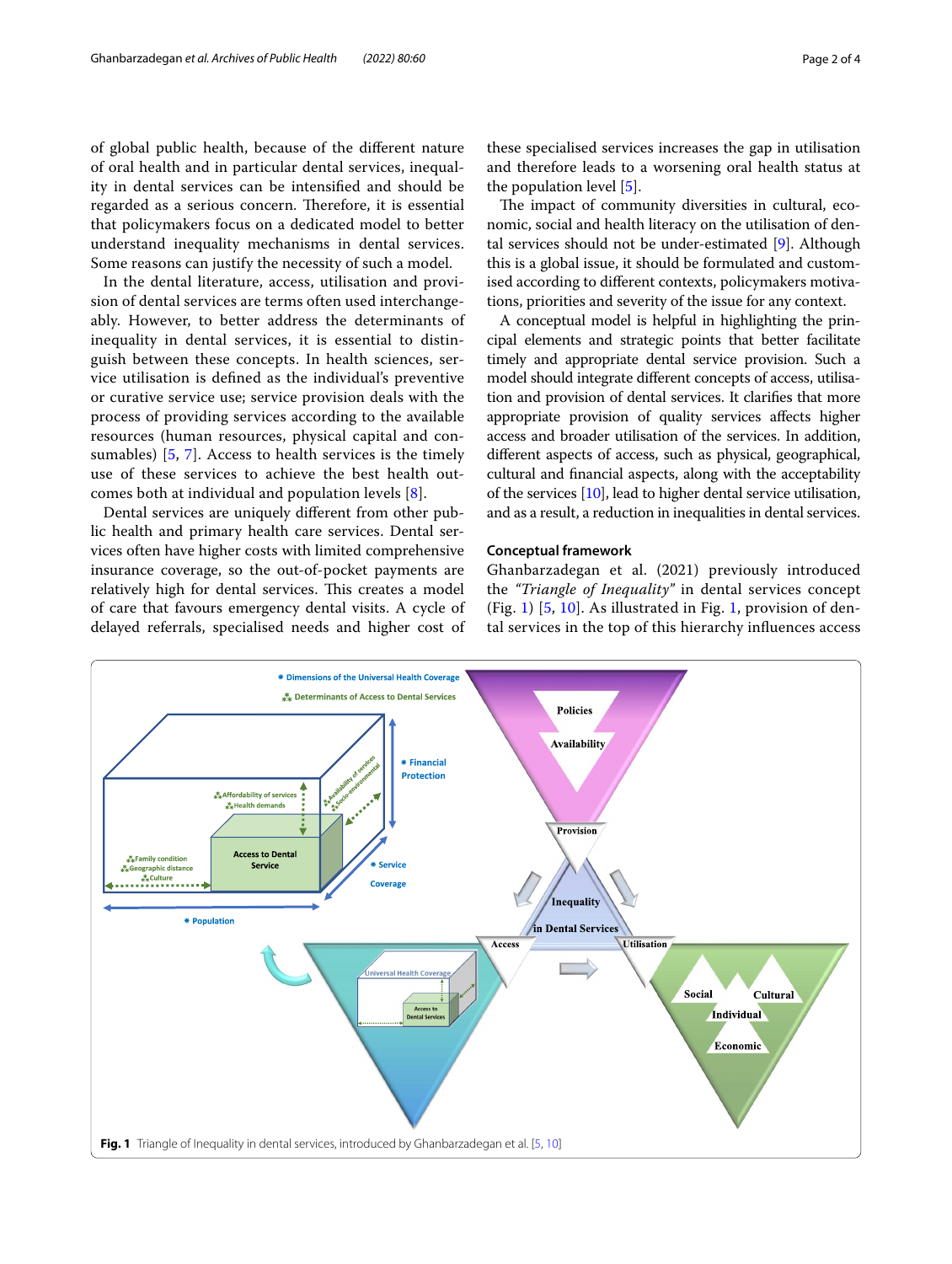of global public health, because of the different nature of oral health and in particular dental services, inequality in dental services can be intensified and should be regarded as a serious concern. Therefore, it is essential that policymakers focus on a dedicated model to better understand inequality mechanisms in dental services. Some reasons can justify the necessity of such a model.

In the dental literature, access, utilisation and provision of dental services are terms often used interchangeably. However, to better address the determinants of inequality in dental services, it is essential to distinguish between these concepts. In health sciences, service utilisation is defined as the individual's preventive or curative service use; service provision deals with the process of providing services according to the available resources (human resources, physical capital and consumables) [5, 7]. Access to health services is the timely use of these services to achieve the best health outcomes both at individual and population levels [8].

Dental services are uniquely different from other public health and primary health care services. Dental services often have higher costs with limited comprehensive insurance coverage, so the out-of-pocket payments are relatively high for dental services. This creates a model of care that favours emergency dental visits. A cycle of delayed referrals, specialised needs and higher cost of these specialised services increases the gap in utilisation and therefore leads to a worsening oral health status at the population level [5].

The impact of community diversities in cultural, economic, social and health literacy on the utilisation of dental services should not be under-estimated [9]. Although this is a global issue, it should be formulated and customised according to different contexts, policymakers motivations, priorities and severity of the issue for any context.

A conceptual model is helpful in highlighting the principal elements and strategic points that better facilitate timely and appropriate dental service provision. Such a model should integrate different concepts of access, utilisation and provision of dental services. It clarifies that more appropriate provision of quality services affects higher access and broader utilisation of the services. In addition, different aspects of access, such as physical, geographical, cultural and financial aspects, along with the acceptability of the services [10], lead to higher dental service utilisation, and as a result, a reduction in inequalities in dental services.

## Conceptual framework

Ghanbarzadegan et al. (2021) previously introduced the *"Triangle of Inequality"* in dental services concept (Fig. 1) [5, 10]. As illustrated in Fig. 1, provision of dental services in the top of this hierarchy influences access

**Fig. 1** Triangle of Inequality in dental services, introduced by Ghanbarzadegan et al. [5, 10]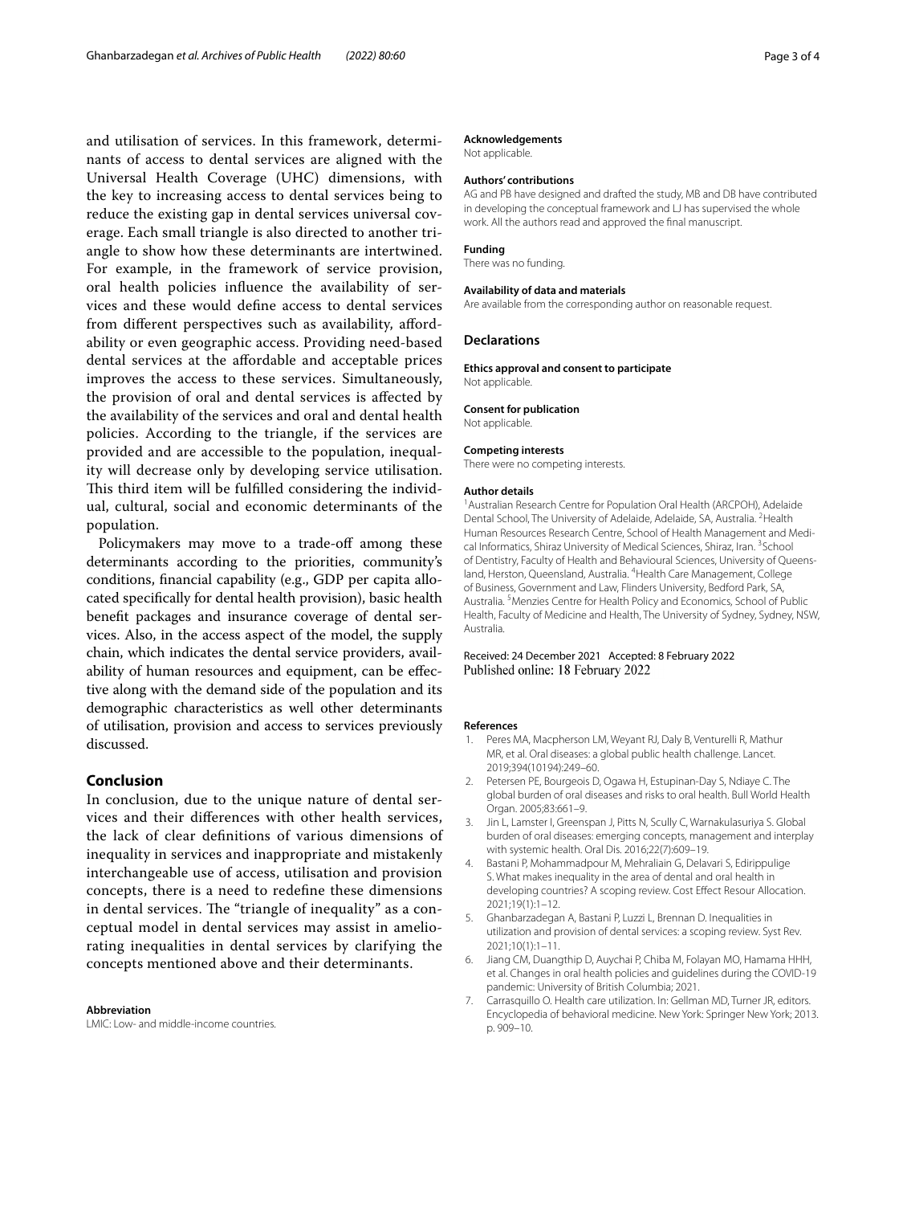and utilisation of services. In this framework, determinants of access to dental services are aligned with the Universal Health Coverage (UHC) dimensions, with the key to increasing access to dental services being to reduce the existing gap in dental services universal coverage. Each small triangle is also directed to another triangle to show how these determinants are intertwined. For example, in the framework of service provision, oral health policies influence the availability of services and these would define access to dental services from different perspectives such as availability, affordability or even geographic access. Providing need-based dental services at the affordable and acceptable prices improves the access to these services. Simultaneously, the provision of oral and dental services is affected by the availability of the services and oral and dental health policies. According to the triangle, if the services are provided and are accessible to the population, inequality will decrease only by developing service utilisation. This third item will be fulfilled considering the individual, cultural, social and economic determinants of the population.

Policymakers may move to a trade-off among these determinants according to the priorities, community's conditions, financial capability (e.g., GDP per capita allocated specifically for dental health provision), basic health benefit packages and insurance coverage of dental services. Also, in the access aspect of the model, the supply chain, which indicates the dental service providers, availability of human resources and equipment, can be effective along with the demand side of the population and its demographic characteristics as well other determinants of utilisation, provision and access to services previously discussed.

## Conclusion

In conclusion, due to the unique nature of dental services and their differences with other health services, the lack of clear definitions of various dimensions of inequality in services and inappropriate and mistakenly interchangeable use of access, utilisation and provision concepts, there is a need to redefine these dimensions in dental services. The "triangle of inequality" as a conceptual model in dental services may assist in ameliorating inequalities in dental services by clarifying the concepts mentioned above and their determinants.

**Abbreviation**

LMIC: Low- and middle-income countries.

**Acknowledgements**

Not applicable.

**Authors' contributions**

AG and PB have designed and drafted the study, MB and DB have contributed in developing the conceptual framework and LJ has supervised the whole work. All the authors read and approved the final manuscript.

**Funding**

There was no funding.

**Availability of data and materials**

Are available from the corresponding author on reasonable request.

## Declarations

**Ethics approval and consent to participate**

Not applicable.

**Consent for publication**

Not applicable.

**Competing interests**

There were no competing interests.

**Author details**

[1]Australian Research Centre for Population Oral Health (ARCPOH), Adelaide Dental School, The University of Adelaide, Adelaide, SA, Australia. [2]Health Human Resources Research Centre, School of Health Management and Medical Informatics, Shiraz University of Medical Sciences, Shiraz, Iran. [3]School of Dentistry, Faculty of Health and Behavioural Sciences, University of Queensland, Herston, Queensland, Australia. [4]Health Care Management, College of Business, Government and Law, Flinders University, Bedford Park, SA, Australia. [5]Menzies Centre for Health Policy and Economics, School of Public Health, Faculty of Medicine and Health, The University of Sydney, Sydney, NSW, Australia.

Received: 24 December 2021 Accepted: 8 February 2022
Published online: 18 February 2022

**References**

1. Peres MA, Macpherson LM, Weyant RJ, Daly B, Venturelli R, Mathur MR, et al. Oral diseases: a global public health challenge. Lancet. 2019;394(10194):249–60.
2. Petersen PE, Bourgeois D, Ogawa H, Estupinan-Day S, Ndiaye C. The global burden of oral diseases and risks to oral health. Bull World Health Organ. 2005;83:661–9.
3. Jin L, Lamster I, Greenspan J, Pitts N, Scully C, Warnakulasuriya S. Global burden of oral diseases: emerging concepts, management and interplay with systemic health. Oral Dis. 2016;22(7):609–19.
4. Bastani P, Mohammadpour M, Mehraliain G, Delavari S, Edirippulige S. What makes inequality in the area of dental and oral health in developing countries? A scoping review. Cost Effect Resour Allocation. 2021;19(1):1–12.
5. Ghanbarzadegan A, Bastani P, Luzzi L, Brennan D. Inequalities in utilization and provision of dental services: a scoping review. Syst Rev. 2021;10(1):1–11.
6. Jiang CM, Duangthip D, Auychai P, Chiba M, Folayan MO, Hamama HHH, et al. Changes in oral health policies and guidelines during the COVID-19 pandemic: University of British Columbia; 2021.
7. Carrasquillo O. Health care utilization. In: Gellman MD, Turner JR, editors. Encyclopedia of behavioral medicine. New York: Springer New York; 2013. p. 909–10.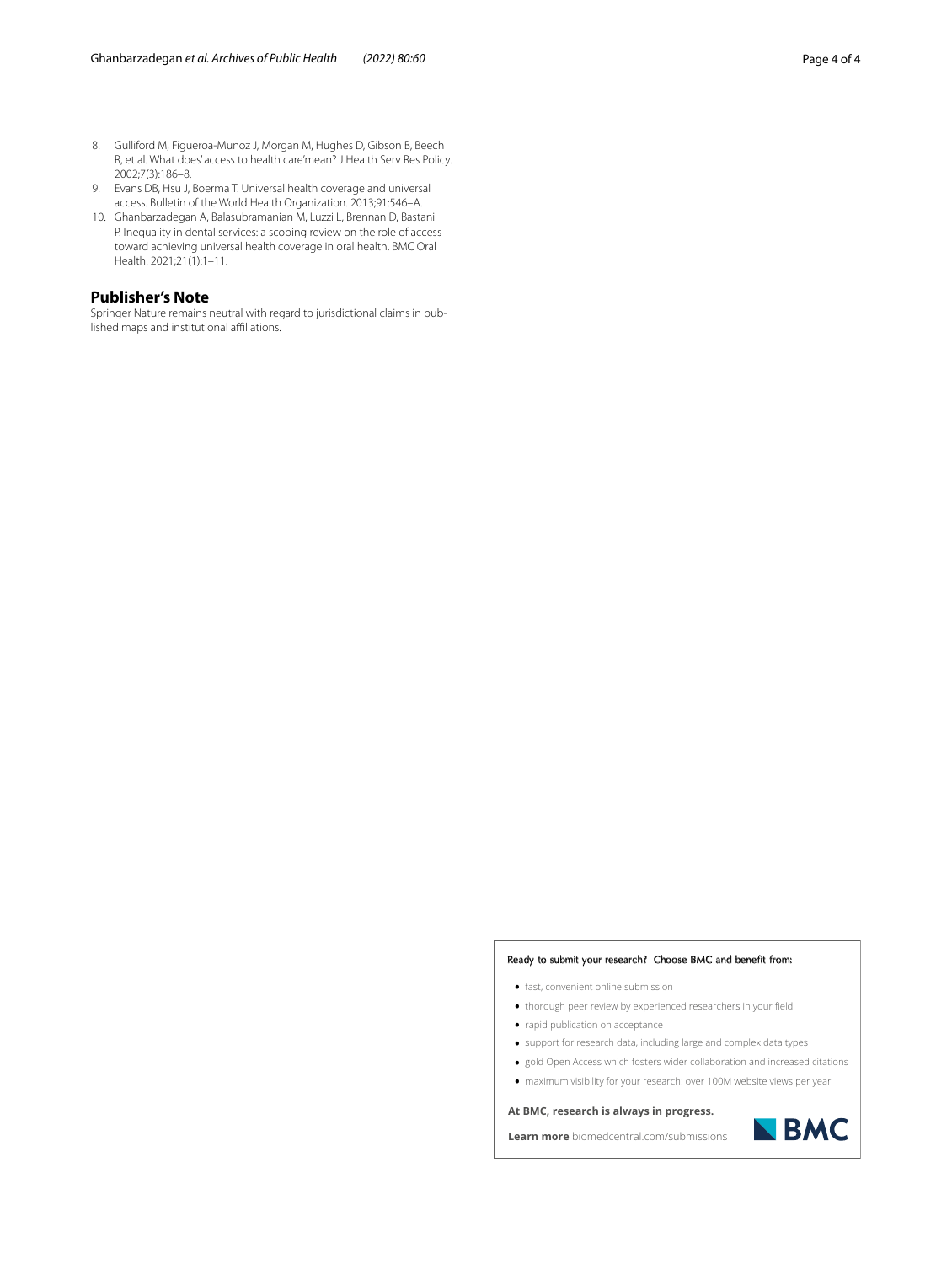8. Gulliford M, Figueroa-Munoz J, Morgan M, Hughes D, Gibson B, Beech R, et al. What does' access to health care'mean? J Health Serv Res Policy. 2002;7(3):186–8.
9. Evans DB, Hsu J, Boerma T. Universal health coverage and universal access. Bulletin of the World Health Organization. 2013;91:546–A.
10. Ghanbarzadegan A, Balasubramanian M, Luzzi L, Brennan D, Bastani P. Inequality in dental services: a scoping review on the role of access toward achieving universal health coverage in oral health. BMC Oral Health. 2021;21(1):1–11.

## Publisher's Note

Springer Nature remains neutral with regard to jurisdictional claims in published maps and institutional affiliations.

Ready to submit your research? Choose BMC and benefit from:

- fast, convenient online submission
- thorough peer review by experienced researchers in your field
- rapid publication on acceptance
- support for research data, including large and complex data types
- gold Open Access which fosters wider collaboration and increased citations
- maximum visibility for your research: over 100M website views per year

**At BMC, research is always in progress.**

**Learn more** biomedcentral.com/submissions

BMC